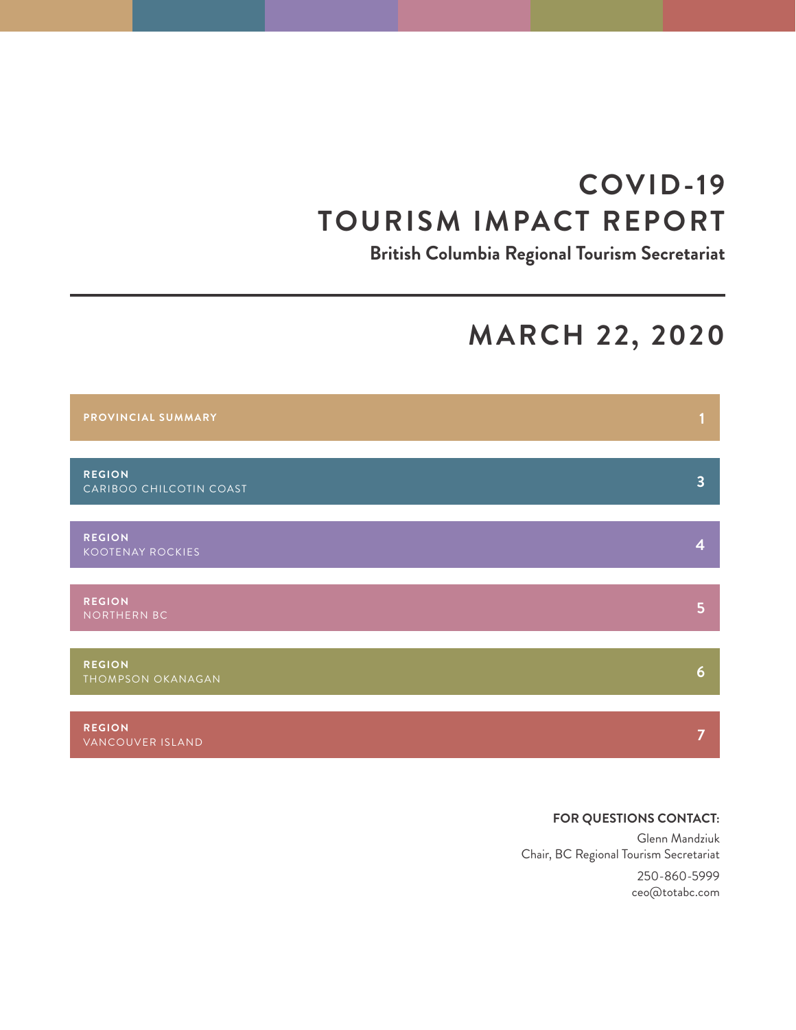# COVID-19 TOURISM IMPACT REPORT

**British Columbia Regional Tourism Secretariat**

## MARCH 22, 2020

| | |
|---|---|
| **PROVINCIAL SUMMARY** | 1 |
| **REGION** CARIBOO CHILCOTIN COAST | 3 |
| **REGION** KOOTENAY ROCKIES | 4 |
| **REGION** NORTHERN BC | 5 |
| **REGION** THOMPSON OKANAGAN | 6 |
| **REGION** VANCOUVER ISLAND | 7 |

**FOR QUESTIONS CONTACT:**

Glenn Mandziuk
Chair, BC Regional Tourism Secretariat

250-860-5999
ceo@totabc.com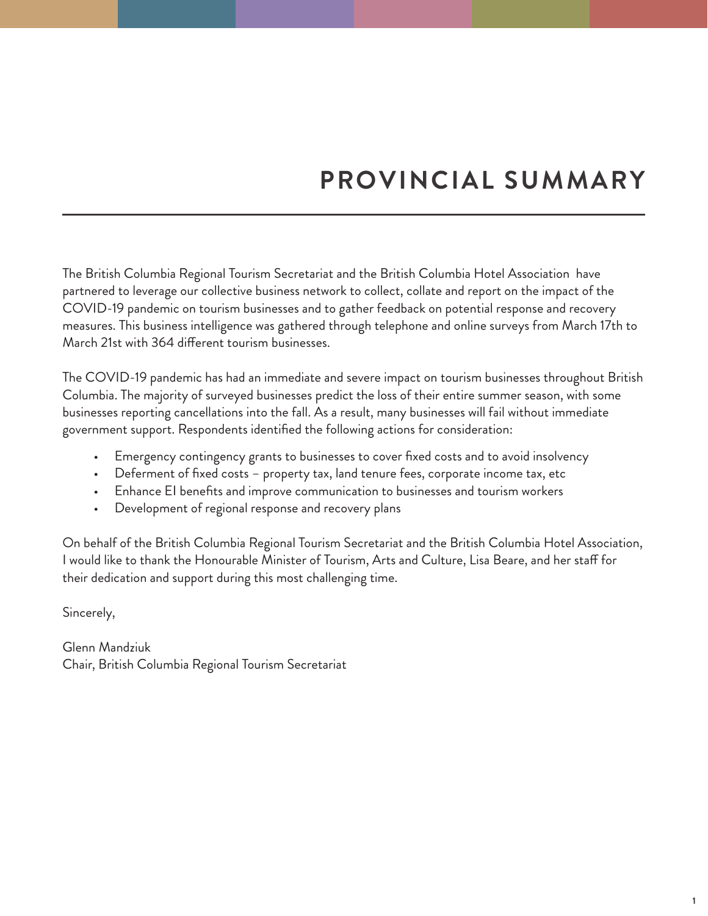# PROVINCIAL SUMMARY

The British Columbia Regional Tourism Secretariat and the British Columbia Hotel Association have partnered to leverage our collective business network to collect, collate and report on the impact of the COVID-19 pandemic on tourism businesses and to gather feedback on potential response and recovery measures. This business intelligence was gathered through telephone and online surveys from March 17th to March 21st with 364 different tourism businesses.

The COVID-19 pandemic has had an immediate and severe impact on tourism businesses throughout British Columbia. The majority of surveyed businesses predict the loss of their entire summer season, with some businesses reporting cancellations into the fall. As a result, many businesses will fail without immediate government support. Respondents identified the following actions for consideration:

- Emergency contingency grants to businesses to cover fixed costs and to avoid insolvency
- Deferment of fixed costs – property tax, land tenure fees, corporate income tax, etc
- Enhance EI benefits and improve communication to businesses and tourism workers
- Development of regional response and recovery plans

On behalf of the British Columbia Regional Tourism Secretariat and the British Columbia Hotel Association, I would like to thank the Honourable Minister of Tourism, Arts and Culture, Lisa Beare, and her staff for their dedication and support during this most challenging time.

Sincerely,

Glenn Mandziuk
Chair, British Columbia Regional Tourism Secretariat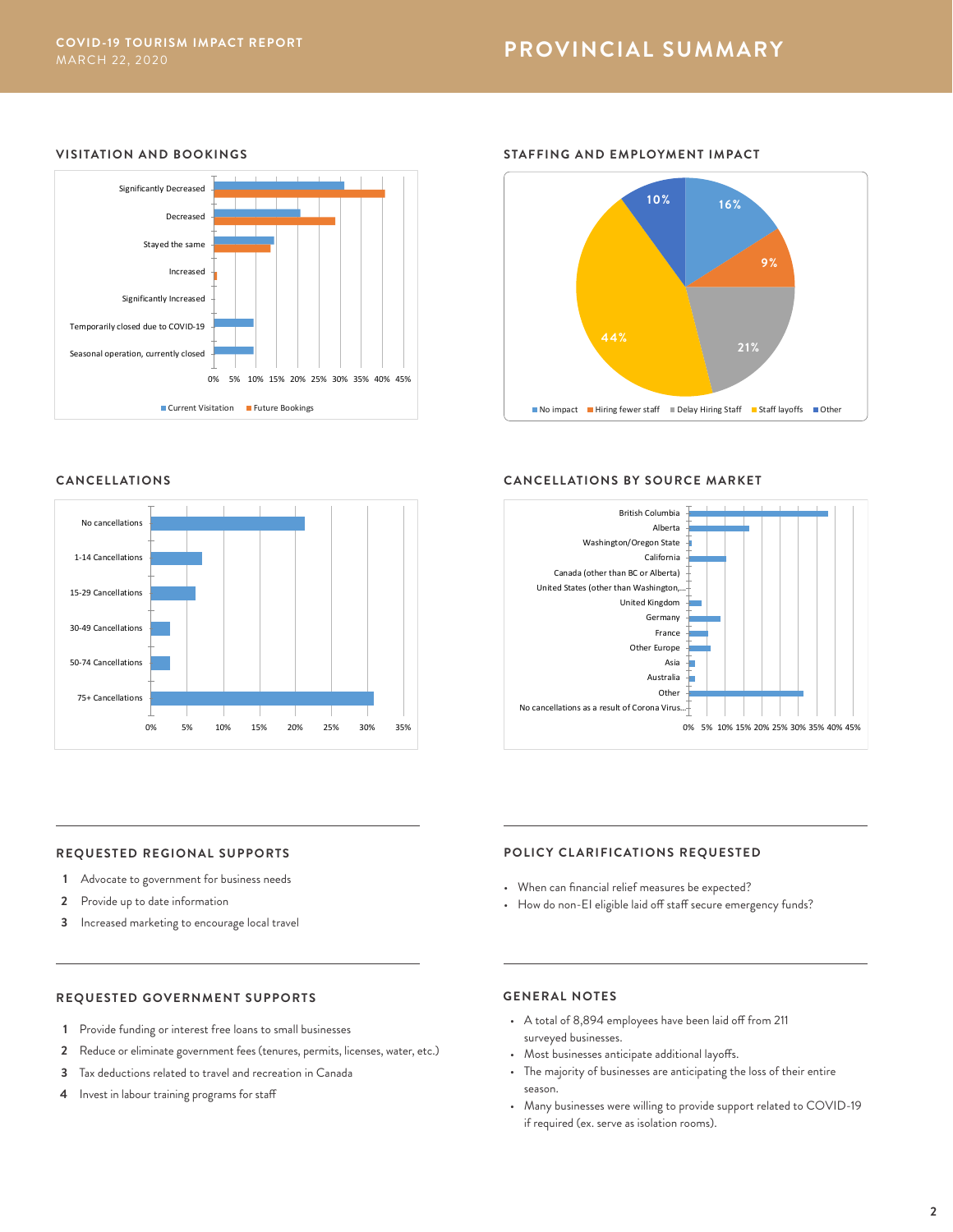# PROVINCIAL SUMMARY

## VISITATION AND BOOKINGS

Significantly Decreased
Decreased
Stayed the same
Increased
Significantly Increased
Temporarily closed due to COVID-19
Seasonal operation, currently closed

0% 5% 10% 15% 20% 25% 30% 35% 40% 45%

Current Visitation | Future Bookings

## STAFFING AND EMPLOYMENT IMPACT

16% | 9% | 21% | 44% | 10%

No impact | Hiring fewer staff | Delay Hiring Staff | Staff layoffs | Other

## CANCELLATIONS

No cancellations
1-14 Cancellations
15-29 Cancellations
30-49 Cancellations
50-74 Cancellations
75+ Cancellations

0% 5% 10% 15% 20% 25% 30% 35%

## CANCELLATIONS BY SOURCE MARKET

British Columbia
Alberta
Washington/Oregon State
California
Canada (other than BC or Alberta)
United States (other than Washington,...
United Kingdom
Germany
France
Other Europe
Asia
Australia
Other
No cancellations as a result of Corona Virus...

0% 5% 10% 15% 20% 25% 30% 35% 40% 45%

## REQUESTED REGIONAL SUPPORTS

1. Advocate to government for business needs
2. Provide up to date information
3. Increased marketing to encourage local travel

## POLICY CLARIFICATIONS REQUESTED

- When can financial relief measures be expected?
- How do non-EI eligible laid off staff secure emergency funds?

## REQUESTED GOVERNMENT SUPPORTS

1. Provide funding or interest free loans to small businesses
2. Reduce or eliminate government fees (tenures, permits, licenses, water, etc.)
3. Tax deductions related to travel and recreation in Canada
4. Invest in labour training programs for staff

## GENERAL NOTES

- A total of 8,894 employees have been laid off from 211 surveyed businesses.
- Most businesses anticipate additional layoffs.
- The majority of businesses are anticipating the loss of their entire season.
- Many businesses were willing to provide support related to COVID-19 if required (ex. serve as isolation rooms).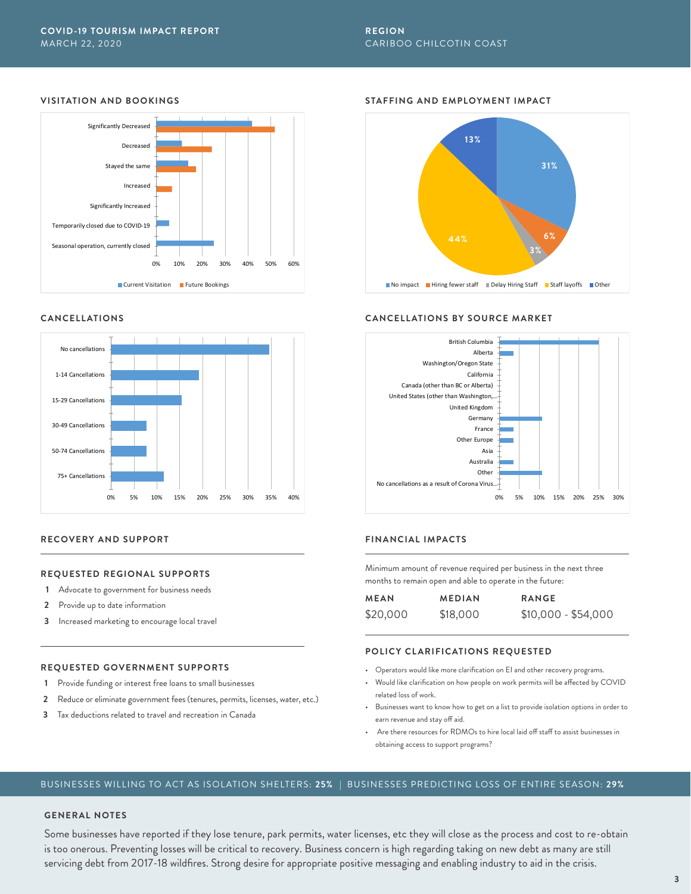**COVID-19 TOURISM IMPACT REPORT**
MARCH 22, 2020

**REGION**
CARIBOO CHILCOTIN COAST

### VISITATION AND BOOKINGS

Significantly Decreased
Decreased
Stayed the same
Increased
Significantly Increased
Temporarily closed due to COVID-19
Seasonal operation, currently closed

0% 10% 20% 30% 40% 50% 60%

Current Visitation | Future Bookings

### STAFFING AND EMPLOYMENT IMPACT

13% | 31% | 6% | 3% | 44%

No impact | Hiring fewer staff | Delay Hiring Staff | Staff layoffs | Other

### CANCELLATIONS

No cancellations
1-14 Cancellations
15-29 Cancellations
30-49 Cancellations
50-74 Cancellations
75+ Cancellations

0% 5% 10% 15% 20% 25% 30% 35% 40%

### CANCELLATIONS BY SOURCE MARKET

British Columbia
Alberta
Washington/Oregon State
California
Canada (other than BC or Alberta)
United States (other than Washington,...
United Kingdom
Germany
France
Other Europe
Asia
Australia
Other
No cancellations as a result of Corona Virus...

0% 5% 10% 15% 20% 25% 30%

### RECOVERY AND SUPPORT

#### REQUESTED REGIONAL SUPPORTS

1. Advocate to government for business needs
2. Provide up to date information
3. Increased marketing to encourage local travel

#### REQUESTED GOVERNMENT SUPPORTS

1. Provide funding or interest free loans to small businesses
2. Reduce or eliminate government fees (tenures, permits, licenses, water, etc.)
3. Tax deductions related to travel and recreation in Canada

### FINANCIAL IMPACTS

Minimum amount of revenue required per business in the next three months to remain open and able to operate in the future:

| MEAN | MEDIAN | RANGE |
| --- | --- | --- |
| $20,000 | $18,000 | $10,000 - $54,000 |

### POLICY CLARIFICATIONS REQUESTED

- Operators would like more clarification on EI and other recovery programs.
- Would like clarification on how people on work permits will be affected by COVID related loss of work.
- Businesses want to know how to get on a list to provide isolation options in order to earn revenue and stay off aid.
- Are there resources for RDMOs to hire local laid off staff to assist businesses in obtaining access to support programs?

BUSINESSES WILLING TO ACT AS ISOLATION SHELTERS: **25%** | BUSINESSES PREDICTING LOSS OF ENTIRE SEASON: **29%**

### GENERAL NOTES

Some businesses have reported if they lose tenure, park permits, water licenses, etc they will close as the process and cost to re-obtain is too onerous. Preventing losses will be critical to recovery. Business concern is high regarding taking on new debt as many are still servicing debt from 2017-18 wildfires. Strong desire for appropriate positive messaging and enabling industry to aid in the crisis.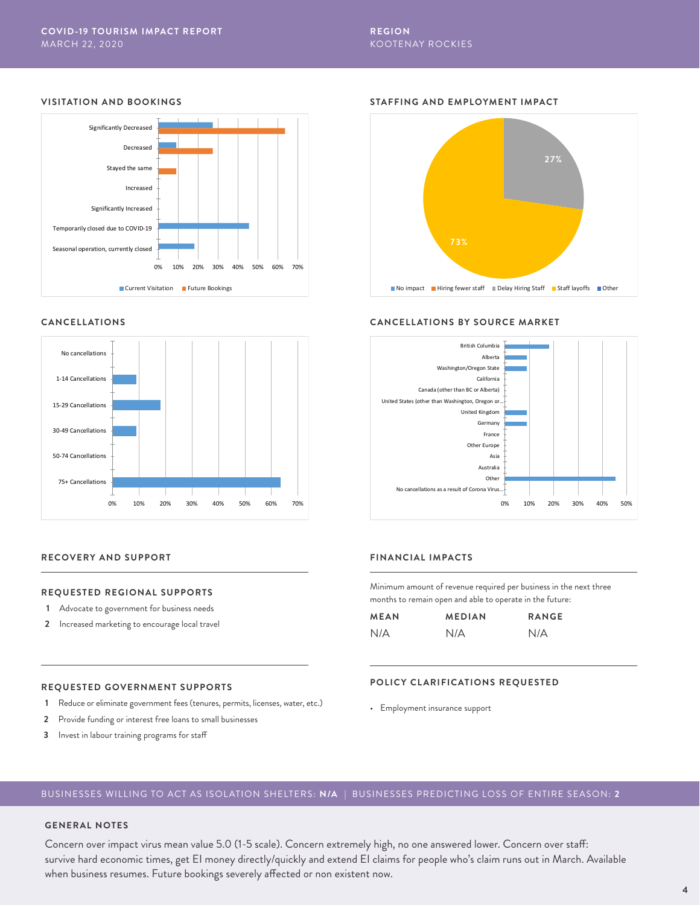COVID-19 TOURISM IMPACT REPORT
MARCH 22, 2020

REGION
KOOTENAY ROCKIES

## VISITATION AND BOOKINGS

Significantly Decreased
Decreased
Stayed the same
Increased
Significantly Increased
Temporarily closed due to COVID-19
Seasonal operation, currently closed

0% 10% 20% 30% 40% 50% 60% 70%

Current Visitation | Future Bookings

## STAFFING AND EMPLOYMENT IMPACT

27%
73%

No impact | Hiring fewer staff | Delay Hiring Staff | Staff layoffs | Other

## CANCELLATIONS

No cancellations
1-14 Cancellations
15-29 Cancellations
30-49 Cancellations
50-74 Cancellations
75+ Cancellations

0% 10% 20% 30% 40% 50% 60% 70%

## CANCELLATIONS BY SOURCE MARKET

British Columbia
Alberta
Washington/Oregon State
California
Canada (other than BC or Alberta)
United States (other than Washington, Oregon or...
United Kingdom
Germany
France
Other Europe
Asia
Australia
Other
No cancellations as a result of Corona Virus...

0% 10% 20% 30% 40% 50%

## RECOVERY AND SUPPORT

### REQUESTED REGIONAL SUPPORTS

1. Advocate to government for business needs
2. Increased marketing to encourage local travel

### REQUESTED GOVERNMENT SUPPORTS

1. Reduce or eliminate government fees (tenures, permits, licenses, water, etc.)
2. Provide funding or interest free loans to small businesses
3. Invest in labour training programs for staff

## FINANCIAL IMPACTS

Minimum amount of revenue required per business in the next three months to remain open and able to operate in the future:

| MEAN | MEDIAN | RANGE |
|---|---|---|
| N/A | N/A | N/A |

### POLICY CLARIFICATIONS REQUESTED

- Employment insurance support

BUSINESSES WILLING TO ACT AS ISOLATION SHELTERS: **N/A** | BUSINESSES PREDICTING LOSS OF ENTIRE SEASON: **2**

### GENERAL NOTES

Concern over impact virus mean value 5.0 (1-5 scale). Concern extremely high, no one answered lower. Concern over staff: survive hard economic times, get EI money directly/quickly and extend EI claims for people who's claim runs out in March. Available when business resumes. Future bookings severely affected or non existent now.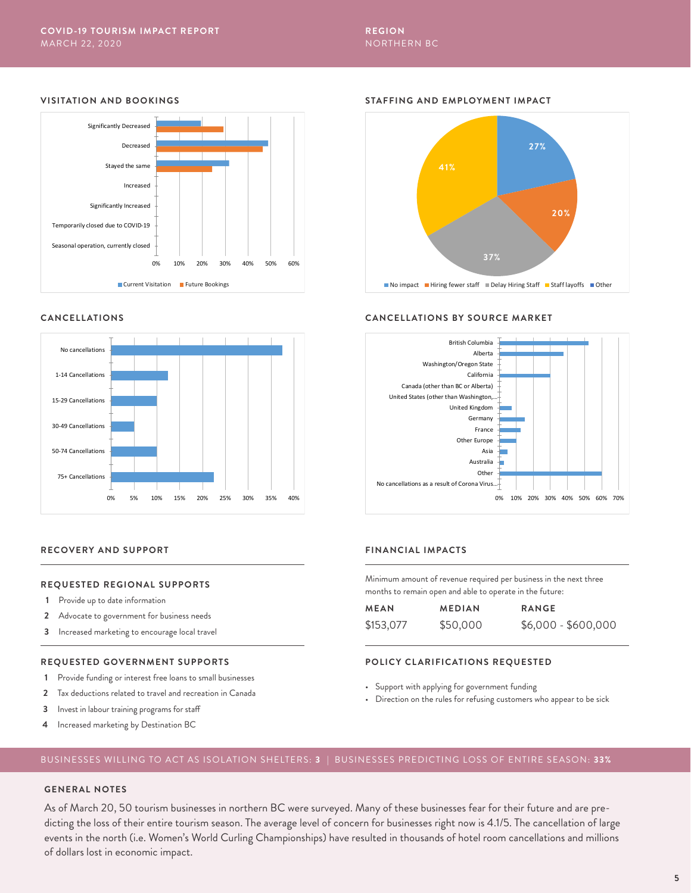COVID-19 TOURISM IMPACT REPORT
MARCH 22, 2020

REGION
NORTHERN BC

## VISITATION AND BOOKINGS

Significantly Decreased
Decreased
Stayed the same
Increased
Significantly Increased
Temporarily closed due to COVID-19
Seasonal operation, currently closed

0% 10% 20% 30% 40% 50% 60%

Current Visitation | Future Bookings

## STAFFING AND EMPLOYMENT IMPACT

27%
20%
37%
41%

No impact | Hiring fewer staff | Delay Hiring Staff | Staff layoffs | Other

## CANCELLATIONS

No cancellations
1-14 Cancellations
15-29 Cancellations
30-49 Cancellations
50-74 Cancellations
75+ Cancellations

0% 5% 10% 15% 20% 25% 30% 35% 40%

## CANCELLATIONS BY SOURCE MARKET

British Columbia
Alberta
Washington/Oregon State
California
Canada (other than BC or Alberta)
United States (other than Washington,...
United Kingdom
Germany
France
Other Europe
Asia
Australia
Other
No cancellations as a result of Corona Virus...

0% 10% 20% 30% 40% 50% 60% 70%

## RECOVERY AND SUPPORT

### REQUESTED REGIONAL SUPPORTS

1. Provide up to date information
2. Advocate to government for business needs
3. Increased marketing to encourage local travel

### REQUESTED GOVERNMENT SUPPORTS

1. Provide funding or interest free loans to small businesses
2. Tax deductions related to travel and recreation in Canada
3. Invest in labour training programs for staff
4. Increased marketing by Destination BC

## FINANCIAL IMPACTS

Minimum amount of revenue required per business in the next three months to remain open and able to operate in the future:

| MEAN | MEDIAN | RANGE |
|---|---|---|
| $153,077 | $50,000 | $6,000 - $600,000 |

### POLICY CLARIFICATIONS REQUESTED

- Support with applying for government funding
- Direction on the rules for refusing customers who appear to be sick

BUSINESSES WILLING TO ACT AS ISOLATION SHELTERS: **3** | BUSINESSES PREDICTING LOSS OF ENTIRE SEASON: **33%**

## GENERAL NOTES

As of March 20, 50 tourism businesses in northern BC were surveyed. Many of these businesses fear for their future and are predicting the loss of their entire tourism season. The average level of concern for businesses right now is 4.1/5. The cancellation of large events in the north (i.e. Women's World Curling Championships) have resulted in thousands of hotel room cancellations and millions of dollars lost in economic impact.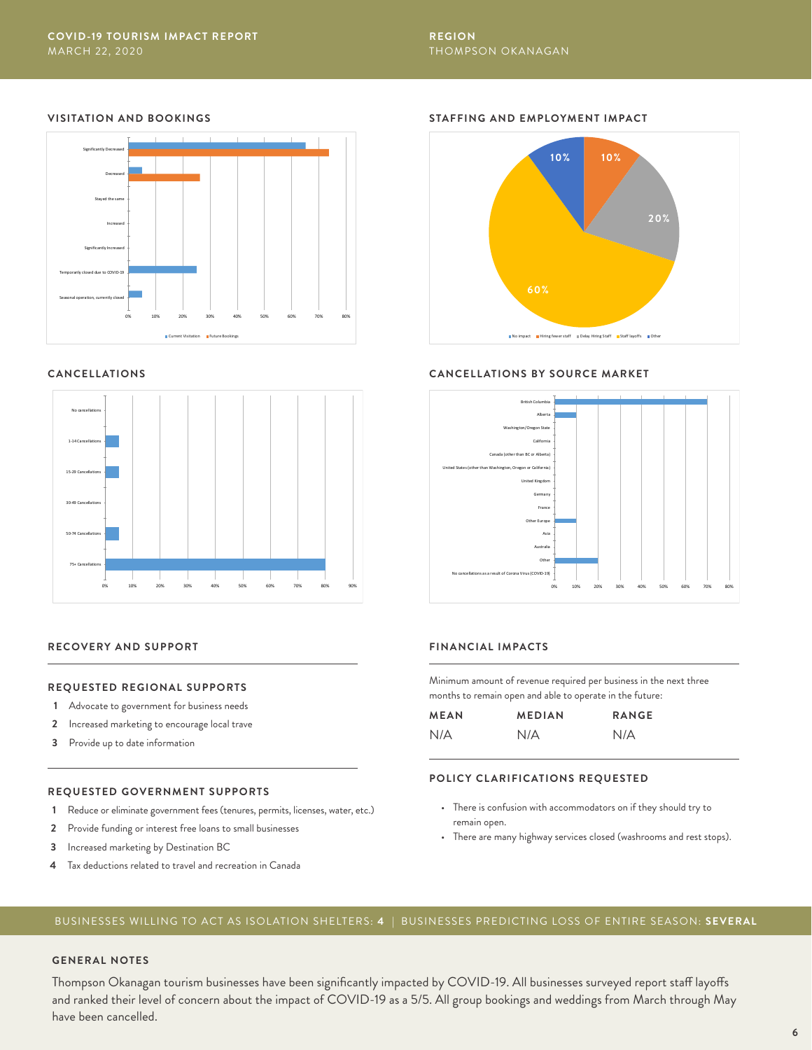**COVID-19 TOURISM IMPACT REPORT**
MARCH 22, 2020

**REGION**
THOMPSON OKANAGAN

## VISITATION AND BOOKINGS

| Response | Current Visitation | Future Bookings |
|---|---|---|
| Significantly Decreased | 65% | 74% |
| Decreased | 5% | 26% |
| Stayed the same | | |
| Increased | | |
| Significantly Increased | | |
| Temporarily closed due to COVID-19 | 25% | |
| Seasonal operation, currently closed | 5% | |

## STAFFING AND EMPLOYMENT IMPACT

| Response | Share |
|---|---|
| No impact | |
| Hiring fewer staff | 10% |
| Delay Hiring Staff | 20% |
| Staff layoffs | 60% |
| Other | 10% |

## CANCELLATIONS

| Response | Share |
|---|---|
| No cancellations | |
| 1-14 Cancellations | 5% |
| 15-29 Cancellations | 5% |
| 30-49 Cancellations | |
| 50-74 Cancellations | 5% |
| 75+ Cancellations | 80% |

## CANCELLATIONS BY SOURCE MARKET

| Source Market | Share |
|---|---|
| British Columbia | 70% |
| Alberta | 10% |
| Washington/Oregon State | |
| California | |
| Canada (other than BC or Alberta) | |
| United States (other than Washington, Oregon or California) | |
| United Kingdom | |
| Germany | |
| France | |
| Other Europe | 10% |
| Asia | |
| Australia | |
| Other | 20% |
| No cancellations as a result of Corona Virus (COVID-19) | |

## RECOVERY AND SUPPORT

### REQUESTED REGIONAL SUPPORTS

1. Advocate to government for business needs
2. Increased marketing to encourage local trave
3. Provide up to date information

### REQUESTED GOVERNMENT SUPPORTS

1. Reduce or eliminate government fees (tenures, permits, licenses, water, etc.)
2. Provide funding or interest free loans to small businesses
3. Increased marketing by Destination BC
4. Tax deductions related to travel and recreation in Canada

## FINANCIAL IMPACTS

Minimum amount of revenue required per business in the next three months to remain open and able to operate in the future:

| MEAN | MEDIAN | RANGE |
|---|---|---|
| N/A | N/A | N/A |

### POLICY CLARIFICATIONS REQUESTED

- There is confusion with accommodators on if they should try to remain open.
- There are many highway services closed (washrooms and rest stops).

BUSINESSES WILLING TO ACT AS ISOLATION SHELTERS: **4** | BUSINESSES PREDICTING LOSS OF ENTIRE SEASON: **SEVERAL**

## GENERAL NOTES

Thompson Okanagan tourism businesses have been significantly impacted by COVID-19. All businesses surveyed report staff layoffs and ranked their level of concern about the impact of COVID-19 as a 5/5. All group bookings and weddings from March through May have been cancelled.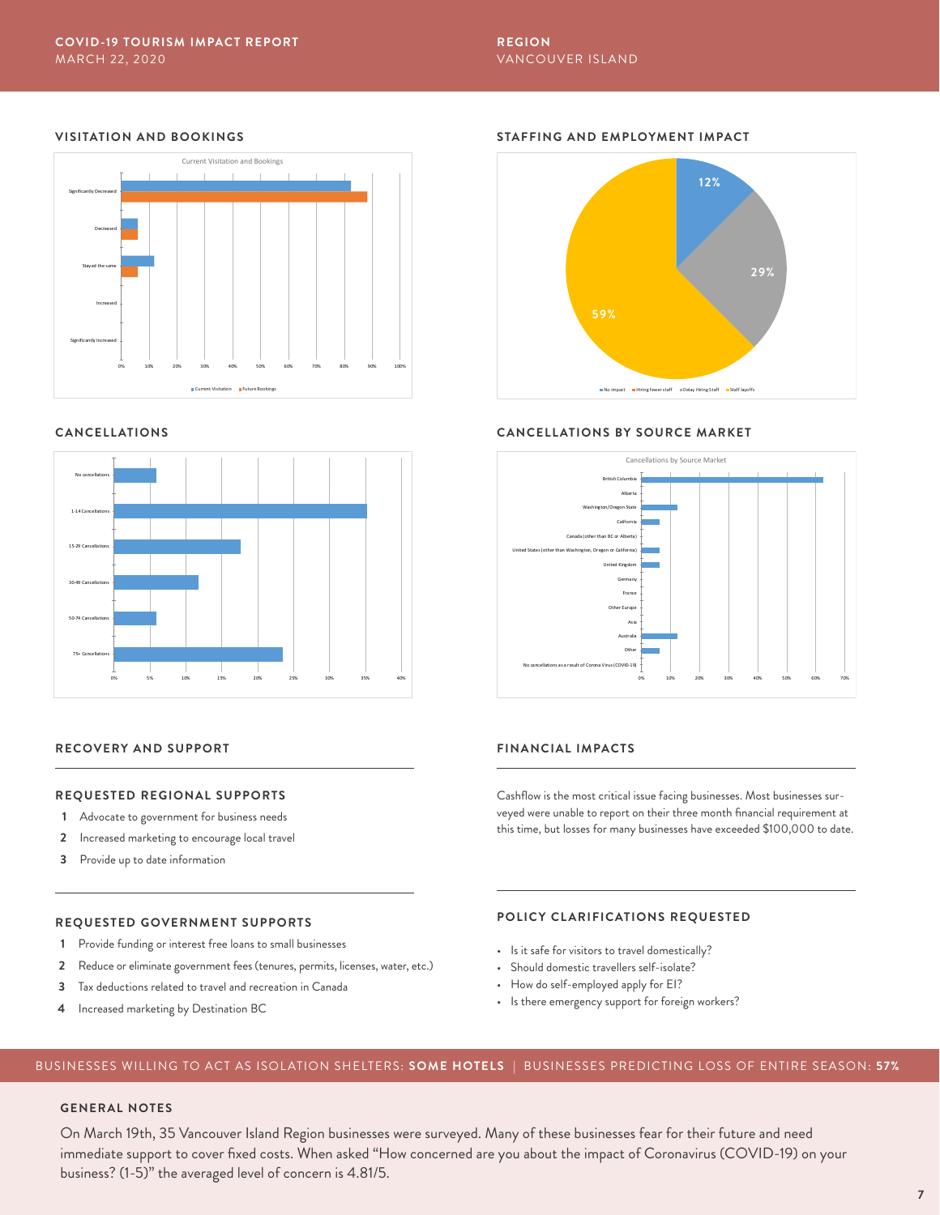COVID-19 TOURISM IMPACT REPORT
MARCH 22, 2020

REGION
VANCOUVER ISLAND

## VISITATION AND BOOKINGS

Current Visitation and Bookings

Significantly Decreased
Decreased
Stayed the same
Increased
Significantly Increased

0% 10% 20% 30% 40% 50% 60% 70% 80% 90% 100%

Current Visitation
Future Bookings

## STAFFING AND EMPLOYMENT IMPACT

12%
29%
59%

No impact
Hiring fewer staff
Delay Hiring Staff
Staff layoffs

## CANCELLATIONS

No cancellations
1-14 Cancellations
15-29 Cancellations
30-49 Cancellations
50-74 Cancellations
75+ Cancellations

0% 5% 10% 15% 20% 25% 30% 35% 40%

## CANCELLATIONS BY SOURCE MARKET

Cancellations by Source Market

British Columbia
Alberta
Washington/Oregon State
California
Canada (other than BC or Alberta)
United States (other than Washington, Oregon or California)
United Kingdom
Germany
France
Other Europe
Asia
Australia
Other
No cancellations as a result of Corona Virus (COVID-19)

0% 10% 20% 30% 40% 50% 60% 70%

## RECOVERY AND SUPPORT

### REQUESTED REGIONAL SUPPORTS

1. Advocate to government for business needs
2. Increased marketing to encourage local travel
3. Provide up to date information

### REQUESTED GOVERNMENT SUPPORTS

1. Provide funding or interest free loans to small businesses
2. Reduce or eliminate government fees (tenures, permits, licenses, water, etc.)
3. Tax deductions related to travel and recreation in Canada
4. Increased marketing by Destination BC

## FINANCIAL IMPACTS

Cashflow is the most critical issue facing businesses. Most businesses surveyed were unable to report on their three month financial requirement at this time, but losses for many businesses have exceeded $100,000 to date.

### POLICY CLARIFICATIONS REQUESTED

- Is it safe for visitors to travel domestically?
- Should domestic travellers self-isolate?
- How do self-employed apply for EI?
- Is there emergency support for foreign workers?

BUSINESSES WILLING TO ACT AS ISOLATION SHELTERS: **SOME HOTELS** | BUSINESSES PREDICTING LOSS OF ENTIRE SEASON: **57%**

### GENERAL NOTES

On March 19th, 35 Vancouver Island Region businesses were surveyed. Many of these businesses fear for their future and need immediate support to cover fixed costs. When asked "How concerned are you about the impact of Coronavirus (COVID-19) on your business? (1-5)" the averaged level of concern is 4.81/5.